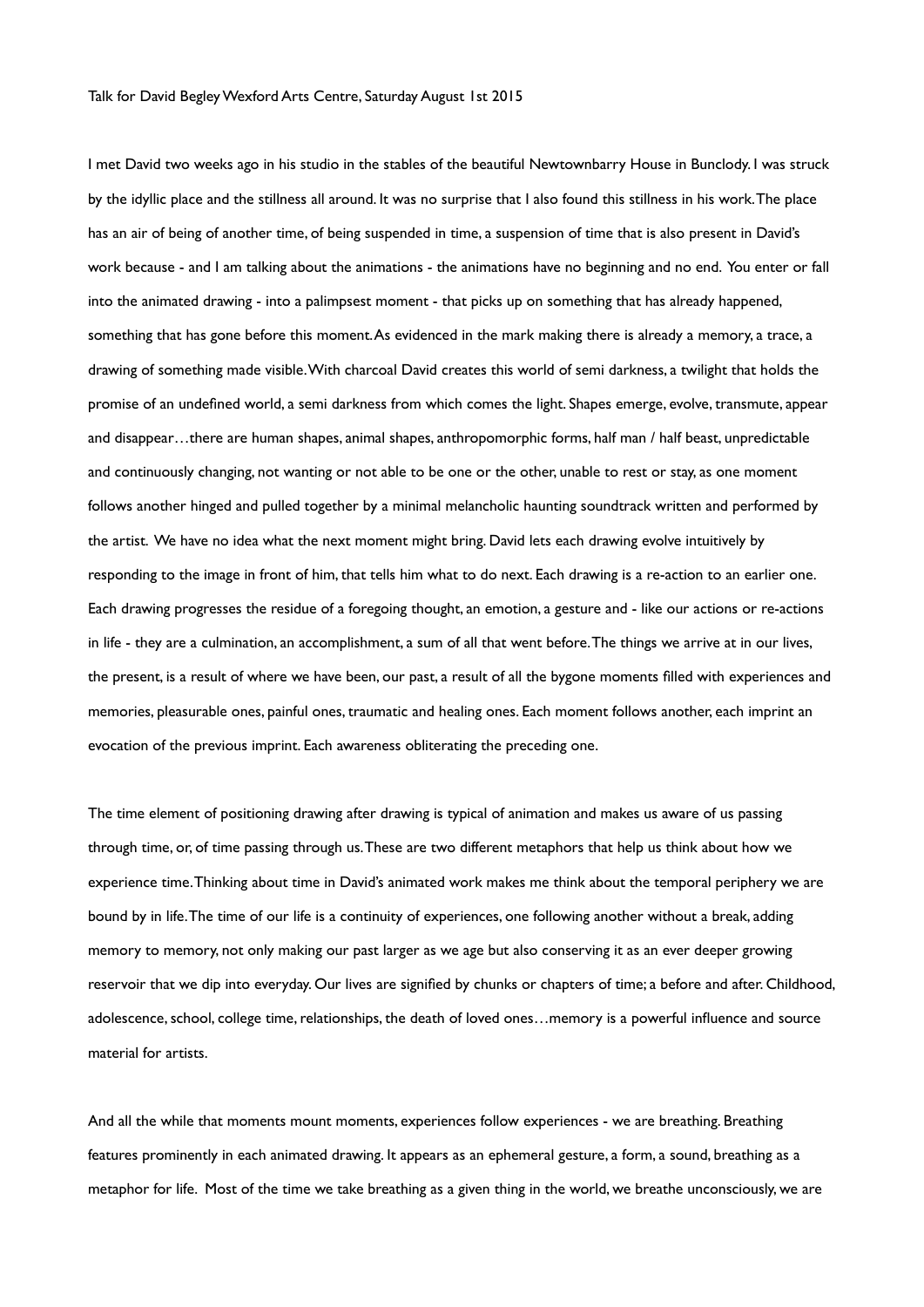Talk for David Begley Wexford Arts Centre, Saturday August 1st 2015

I met David two weeks ago in his studio in the stables of the beautiful Newtownbarry House in Bunclody. I was struck by the idyllic place and the stillness all around. It was no surprise that I also found this stillness in his work. The place has an air of being of another time, of being suspended in time, a suspension of time that is also present in David's work because - and I am talking about the animations - the animations have no beginning and no end. You enter or fall into the animated drawing - into a palimpsest moment - that picks up on something that has already happened, something that has gone before this moment. As evidenced in the mark making there is already a memory, a trace, a drawing of something made visible. With charcoal David creates this world of semi darkness, a twilight that holds the promise of an undefined world, a semi darkness from which comes the light. Shapes emerge, evolve, transmute, appear and disappear…there are human shapes, animal shapes, anthropomorphic forms, half man / half beast, unpredictable and continuously changing, not wanting or not able to be one or the other, unable to rest or stay, as one moment follows another hinged and pulled together by a minimal melancholic haunting soundtrack written and performed by the artist. We have no idea what the next moment might bring. David lets each drawing evolve intuitively by responding to the image in front of him, that tells him what to do next. Each drawing is a re-action to an earlier one. Each drawing progresses the residue of a foregoing thought, an emotion, a gesture and - like our actions or re-actions in life - they are a culmination, an accomplishment, a sum of all that went before. The things we arrive at in our lives, the present, is a result of where we have been, our past, a result of all the bygone moments filled with experiences and memories, pleasurable ones, painful ones, traumatic and healing ones. Each moment follows another, each imprint an evocation of the previous imprint. Each awareness obliterating the preceding one.

The time element of positioning drawing after drawing is typical of animation and makes us aware of us passing through time, or, of time passing through us. These are two different metaphors that help us think about how we experience time. Thinking about time in David's animated work makes me think about the temporal periphery we are bound by in life. The time of our life is a continuity of experiences, one following another without a break, adding memory to memory, not only making our past larger as we age but also conserving it as an ever deeper growing reservoir that we dip into everyday. Our lives are signified by chunks or chapters of time; a before and after. Childhood, adolescence, school, college time, relationships, the death of loved ones…memory is a powerful influence and source material for artists.

And all the while that moments mount moments, experiences follow experiences - we are breathing. Breathing features prominently in each animated drawing. It appears as an ephemeral gesture, a form, a sound, breathing as a metaphor for life. Most of the time we take breathing as a given thing in the world, we breathe unconsciously, we are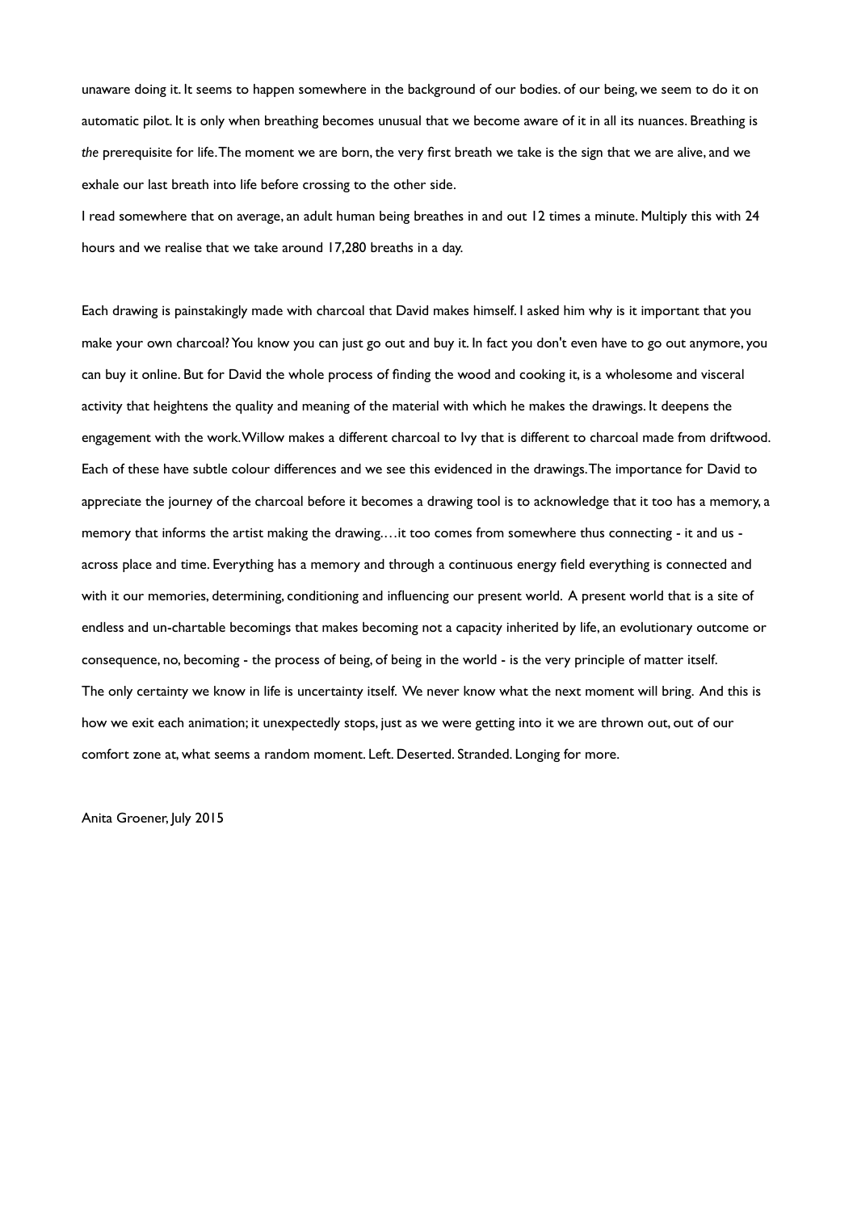unaware doing it. It seems to happen somewhere in the background of our bodies. of our being, we seem to do it on automatic pilot. It is only when breathing becomes unusual that we become aware of it in all its nuances. Breathing is *the* prerequisite for life. The moment we are born, the very first breath we take is the sign that we are alive, and we exhale our last breath into life before crossing to the other side.

I read somewhere that on average, an adult human being breathes in and out 12 times a minute. Multiply this with 24 hours and we realise that we take around 17,280 breaths in a day.

Each drawing is painstakingly made with charcoal that David makes himself. I asked him why is it important that you make your own charcoal? You know you can just go out and buy it. In fact you don't even have to go out anymore, you can buy it online. But for David the whole process of finding the wood and cooking it, is a wholesome and visceral activity that heightens the quality and meaning of the material with which he makes the drawings. It deepens the engagement with the work. Willow makes a different charcoal to Ivy that is different to charcoal made from driftwood. Each of these have subtle colour differences and we see this evidenced in the drawings. The importance for David to appreciate the journey of the charcoal before it becomes a drawing tool is to acknowledge that it too has a memory, a memory that informs the artist making the drawing.…it too comes from somewhere thus connecting - it and us - across place and time. Everything has a memory and through a continuous energy field everything is connected and with it our memories, determining, conditioning and influencing our present world. A present world that is a site of endless and un-chartable becomings that makes becoming not a capacity inherited by life, an evolutionary outcome or consequence, no, becoming - the process of being, of being in the world - is the very principle of matter itself.

The only certainty we know in life is uncertainty itself. We never know what the next moment will bring. And this is how we exit each animation; it unexpectedly stops, just as we were getting into it we are thrown out, out of our comfort zone at, what seems a random moment. Left. Deserted. Stranded. Longing for more.

Anita Groener, July 2015